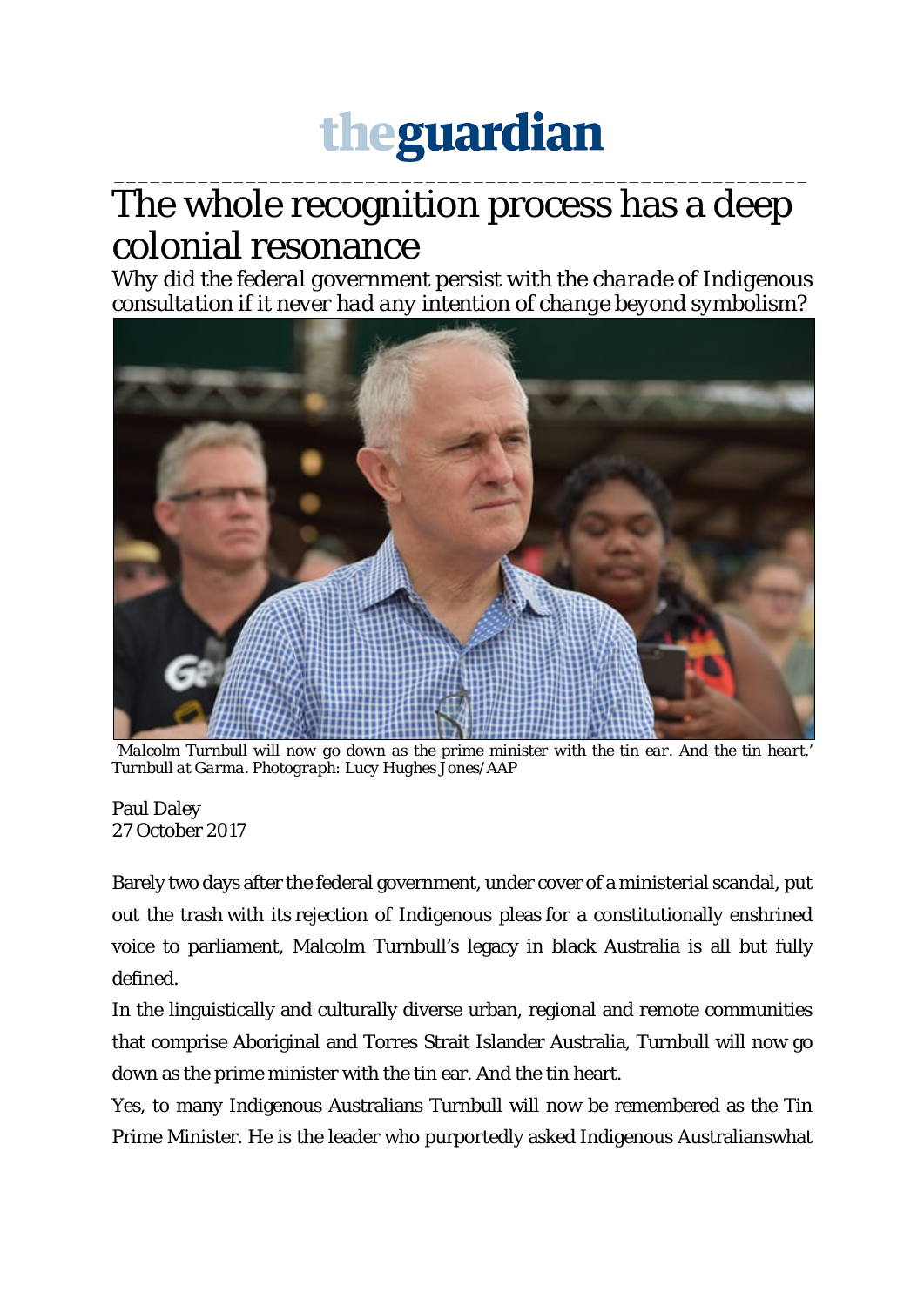theguardian

# The whole recognition process has a deep colonial resonance

*Why did the federal government persist with the charade of Indigenous consultation if it never had any intention of change beyond symbolism?*

*'Malcolm Turnbull will now go down as the prime minister with the tin ear. And the tin heart.' Turnbull at Garma. Photograph: Lucy Hughes Jones/AAP*

Paul Daley
27 October 2017

Barely two days after the federal government, under cover of a ministerial scandal, put out the trash with its rejection of Indigenous pleas for a constitutionally enshrined voice to parliament, Malcolm Turnbull's legacy in black Australia is all but fully defined.

In the linguistically and culturally diverse urban, regional and remote communities that comprise Aboriginal and Torres Strait Islander Australia, Turnbull will now go down as the prime minister with the tin ear. And the tin heart.

Yes, to many Indigenous Australians Turnbull will now be remembered as the Tin Prime Minister. He is the leader who purportedly asked Indigenous Australianswhat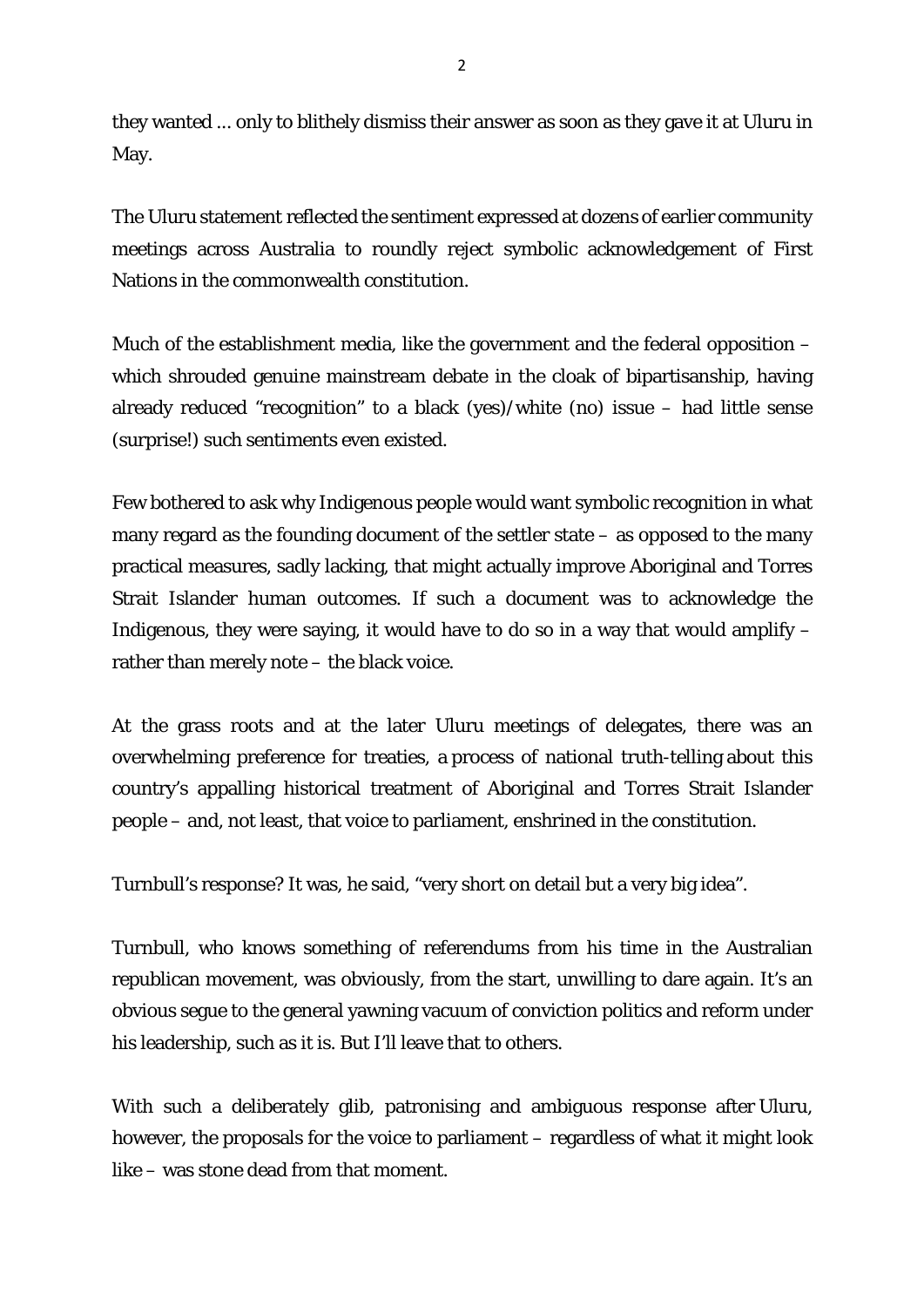they wanted ... only to blithely dismiss their answer as soon as they gave it at Uluru in May.

The Uluru statement reflected the sentiment expressed at dozens of earlier community meetings across Australia to roundly reject symbolic acknowledgement of First Nations in the commonwealth constitution.

Much of the establishment media, like the government and the federal opposition – which shrouded genuine mainstream debate in the cloak of bipartisanship, having already reduced "recognition" to a black (yes)/white (no) issue – had little sense (surprise!) such sentiments even existed.

Few bothered to ask why Indigenous people would want symbolic recognition in what many regard as the founding document of the settler state – as opposed to the many practical measures, sadly lacking, that might actually improve Aboriginal and Torres Strait Islander human outcomes. If such a document was to acknowledge the Indigenous, they were saying, it would have to do so in a way that would amplify – rather than merely note – the black voice.

At the grass roots and at the later Uluru meetings of delegates, there was an overwhelming preference for treaties, a process of national truth-telling about this country's appalling historical treatment of Aboriginal and Torres Strait Islander people – and, not least, that voice to parliament, enshrined in the constitution.

Turnbull's response? It was, he said, "very short on detail but a very big idea".

Turnbull, who knows something of referendums from his time in the Australian republican movement, was obviously, from the start, unwilling to dare again. It's an obvious segue to the general yawning vacuum of conviction politics and reform under his leadership, such as it is. But I'll leave that to others.

With such a deliberately glib, patronising and ambiguous response after Uluru, however, the proposals for the voice to parliament – regardless of what it might look like – was stone dead from that moment.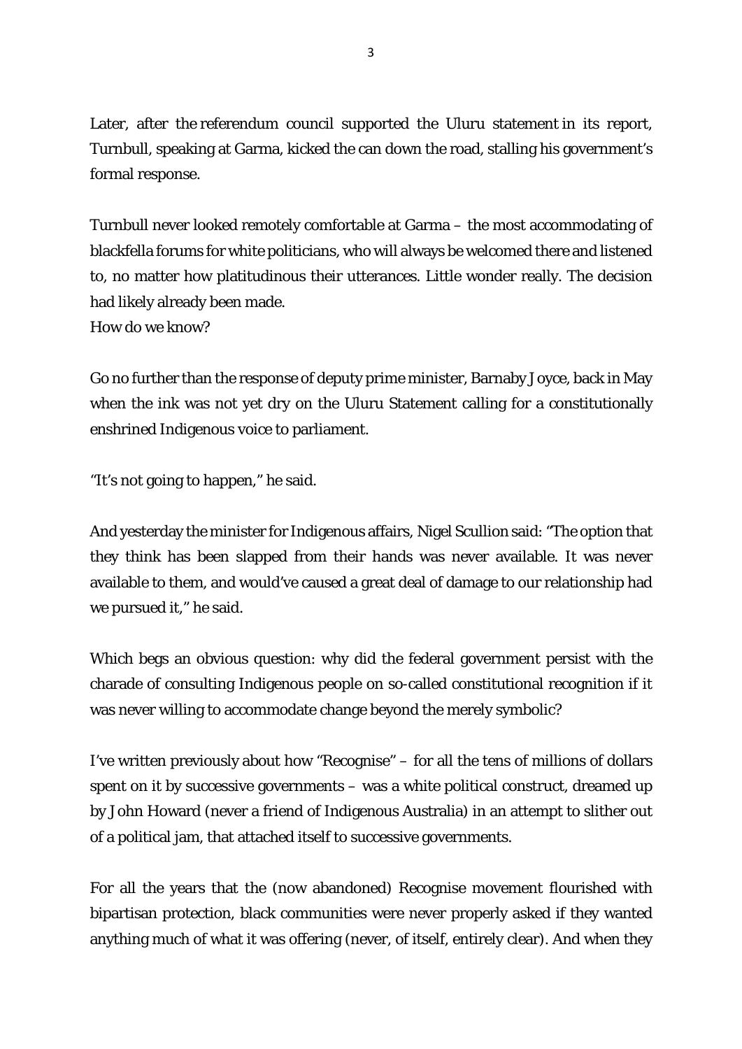Later, after the referendum council supported the Uluru statement in its report, Turnbull, speaking at Garma, kicked the can down the road, stalling his government's formal response.

Turnbull never looked remotely comfortable at Garma – the most accommodating of blackfella forums for white politicians, who will always be welcomed there and listened to, no matter how platitudinous their utterances. Little wonder really. The decision had likely already been made.
How do we know?

Go no further than the response of deputy prime minister, Barnaby Joyce, back in May when the ink was not yet dry on the Uluru Statement calling for a constitutionally enshrined Indigenous voice to parliament.

"It's not going to happen," he said.

And yesterday the minister for Indigenous affairs, Nigel Scullion said: "The option that they think has been slapped from their hands was never available. It was never available to them, and would've caused a great deal of damage to our relationship had we pursued it," he said.

Which begs an obvious question: why did the federal government persist with the charade of consulting Indigenous people on so-called constitutional recognition if it was never willing to accommodate change beyond the merely symbolic?

I've written previously about how "Recognise" – for all the tens of millions of dollars spent on it by successive governments – was a white political construct, dreamed up by John Howard (never a friend of Indigenous Australia) in an attempt to slither out of a political jam, that attached itself to successive governments.

For all the years that the (now abandoned) Recognise movement flourished with bipartisan protection, black communities were never properly asked if they wanted anything much of what it was offering (never, of itself, entirely clear). And when they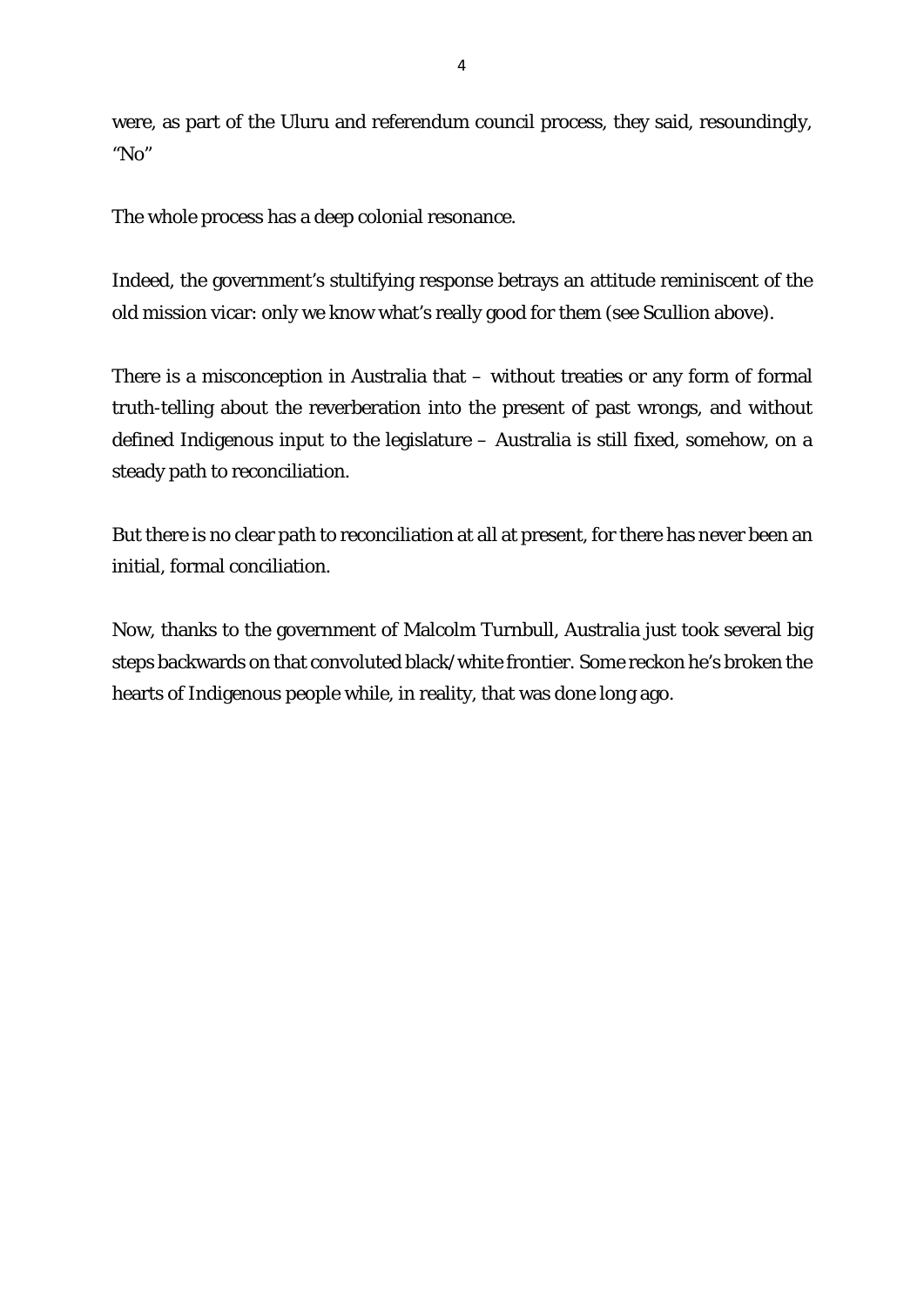were, as part of the Uluru and referendum council process, they said, resoundingly, "No"

The whole process has a deep colonial resonance.

Indeed, the government's stultifying response betrays an attitude reminiscent of the old mission vicar: only we know what's really good for them (see Scullion above).

There is a misconception in Australia that – without treaties or any form of formal truth-telling about the reverberation into the present of past wrongs, and without defined Indigenous input to the legislature – Australia is still fixed, somehow, on a steady path to reconciliation.

But there is no clear path to reconciliation at all at present, for there has never been an initial, formal conciliation.

Now, thanks to the government of Malcolm Turnbull, Australia just took several big steps backwards on that convoluted black/white frontier. Some reckon he's broken the hearts of Indigenous people while, in reality, that was done long ago.